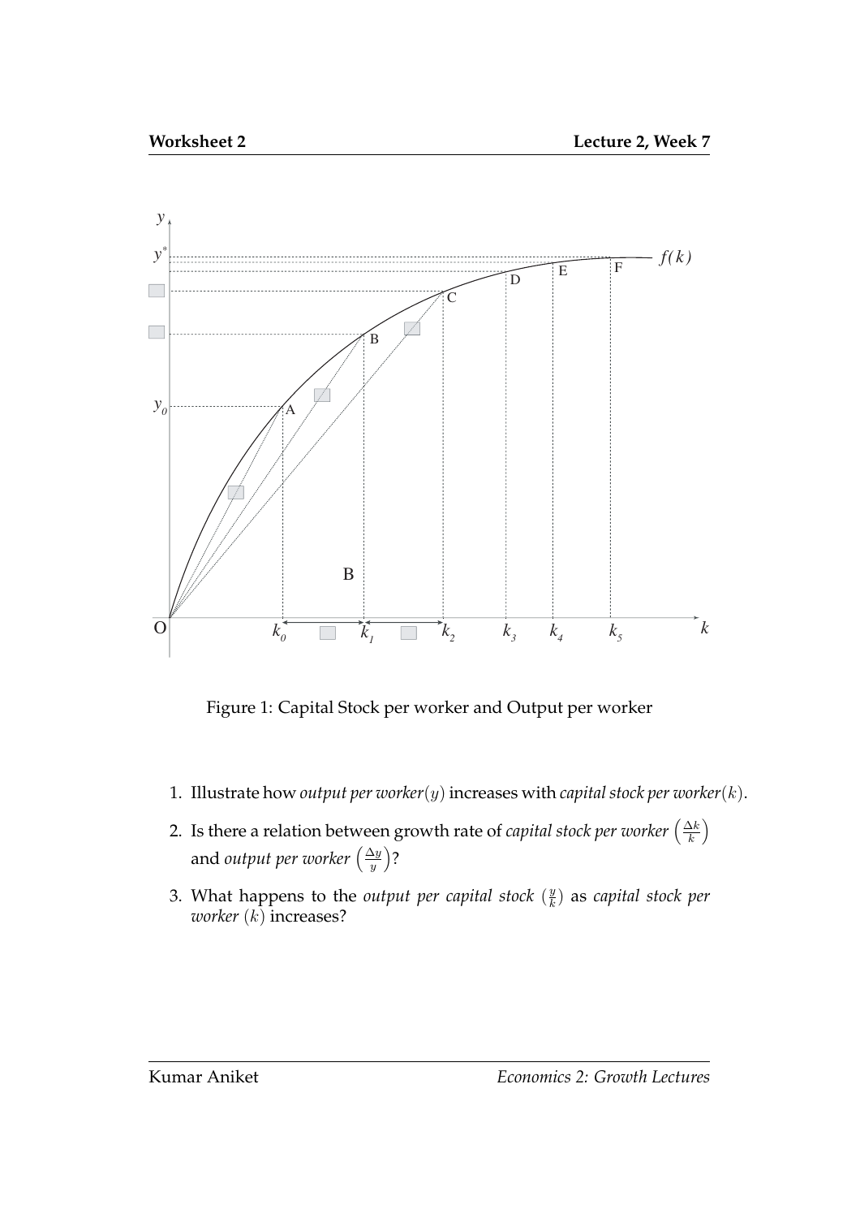Figure 1: Capital Stock per worker and Output per worker

1. Illustrate how *output per worker*($y$) increases with *capital stock per worker*($k$).
2. Is there a relation between growth rate of *capital stock per worker* $\left(\frac{\Delta k}{k}\right)$ and *output per worker* $\left(\frac{\Delta y}{y}\right)$?
3. What happens to the *output per capital stock* ($\frac{y}{k}$) as *capital stock per worker* ($k$) increases?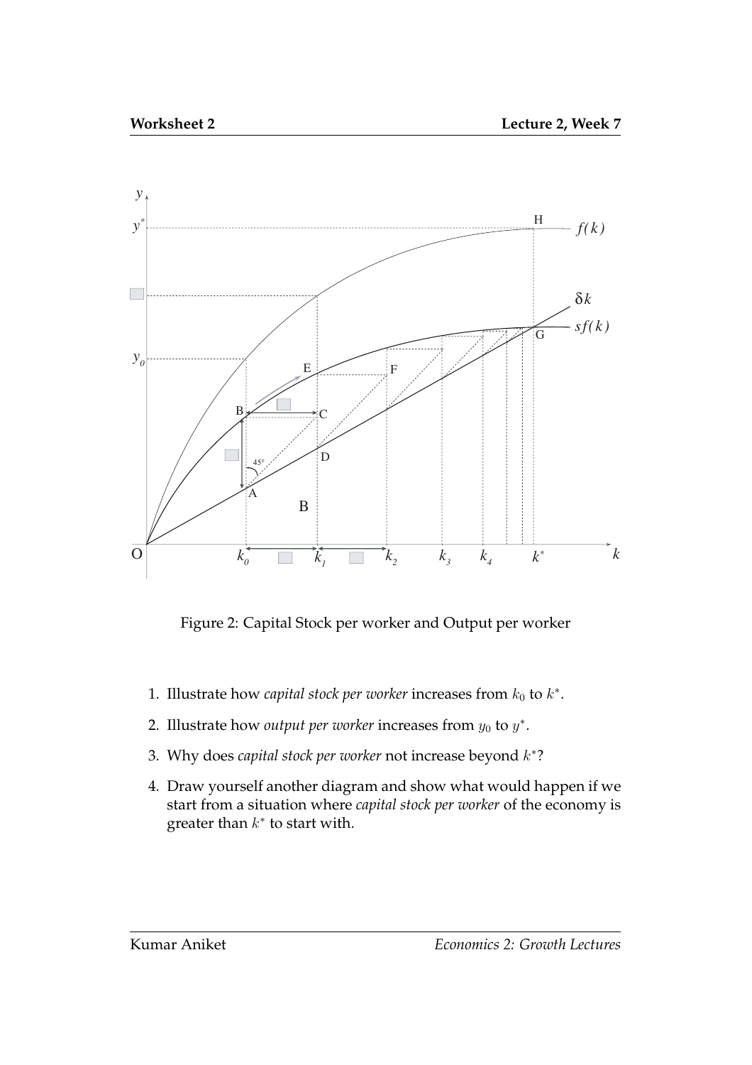y

$y^*$

H

$f(k)$

$\delta k$

$sf(k)$

G

$y_0$

E

F

B

C

D

45°

A

B

O

$k_0$

$k_1$

$k_2$

$k_3$

$k_4$

$k^*$

k

Figure 2: Capital Stock per worker and Output per worker

1. Illustrate how *capital stock per worker* increases from $k_0$ to $k^*$.
2. Illustrate how *output per worker* increases from $y_0$ to $y^*$.
3. Why does *capital stock per worker* not increase beyond $k^*$?
4. Draw yourself another diagram and show what would happen if we start from a situation where *capital stock per worker* of the economy is greater than $k^*$ to start with.